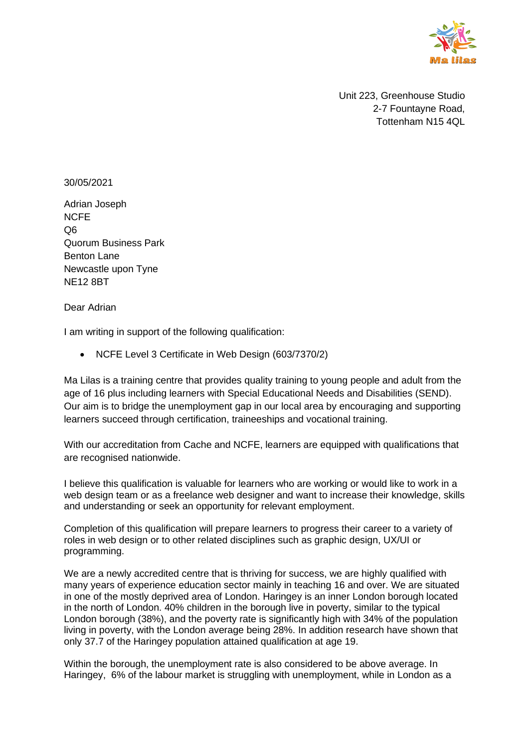Ma lilas

Unit 223, Greenhouse Studio
2-7 Fountayne Road,
Tottenham N15 4QL

30/05/2021

Adrian Joseph
NCFE
Q6
Quorum Business Park
Benton Lane
Newcastle upon Tyne
NE12 8BT

Dear Adrian

I am writing in support of the following qualification:

- NCFE Level 3 Certificate in Web Design (603/7370/2)

Ma Lilas is a training centre that provides quality training to young people and adult from the age of 16 plus including learners with Special Educational Needs and Disabilities (SEND). Our aim is to bridge the unemployment gap in our local area by encouraging and supporting learners succeed through certification, traineeships and vocational training.

With our accreditation from Cache and NCFE, learners are equipped with qualifications that are recognised nationwide.

I believe this qualification is valuable for learners who are working or would like to work in a web design team or as a freelance web designer and want to increase their knowledge, skills and understanding or seek an opportunity for relevant employment.

Completion of this qualification will prepare learners to progress their career to a variety of roles in web design or to other related disciplines such as graphic design, UX/UI or programming.

We are a newly accredited centre that is thriving for success, we are highly qualified with many years of experience education sector mainly in teaching 16 and over. We are situated in one of the mostly deprived area of London. Haringey is an inner London borough located in the north of London. 40% children in the borough live in poverty, similar to the typical London borough (38%), and the poverty rate is significantly high with 34% of the population living in poverty, with the London average being 28%. In addition research have shown that only 37.7 of the Haringey population attained qualification at age 19.

Within the borough, the unemployment rate is also considered to be above average. In Haringey, 6% of the labour market is struggling with unemployment, while in London as a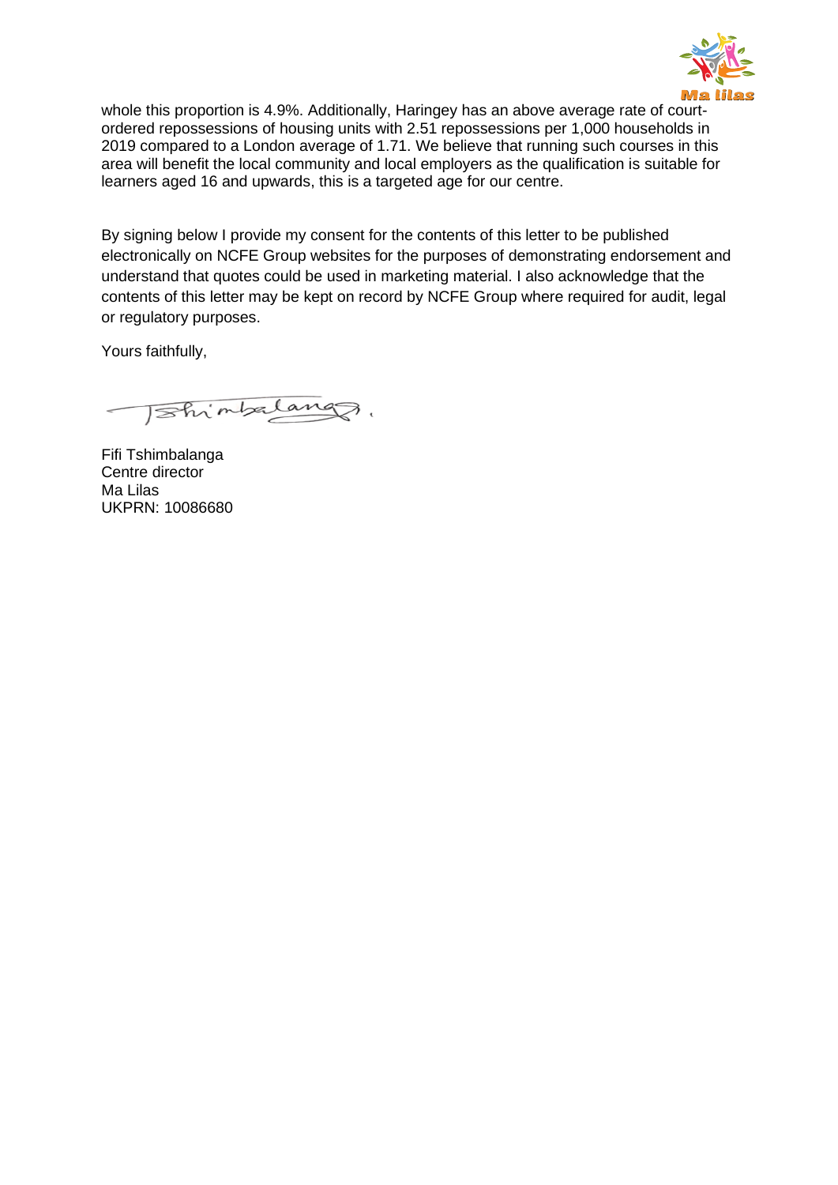whole this proportion is 4.9%. Additionally, Haringey has an above average rate of court-ordered repossessions of housing units with 2.51 repossessions per 1,000 households in 2019 compared to a London average of 1.71. We believe that running such courses in this area will benefit the local community and local employers as the qualification is suitable for learners aged 16 and upwards, this is a targeted age for our centre.

By signing below I provide my consent for the contents of this letter to be published electronically on NCFE Group websites for the purposes of demonstrating endorsement and understand that quotes could be used in marketing material. I also acknowledge that the contents of this letter may be kept on record by NCFE Group where required for audit, legal or regulatory purposes.

Yours faithfully,

Fifi Tshimbalanga
Centre director
Ma Lilas
UKPRN: 10086680